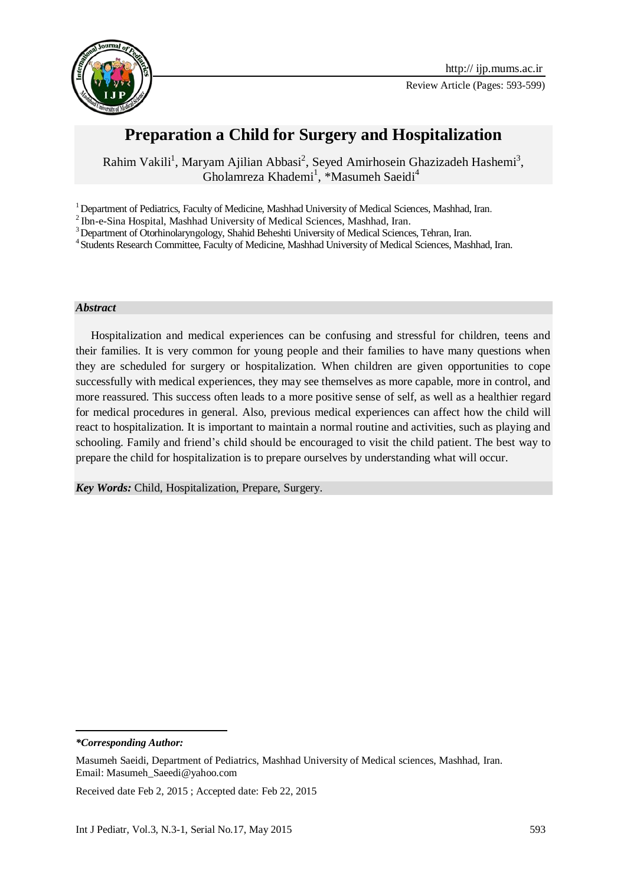Review Article (Pages: 593-599)

# Preparation a Child for Surgery and Hospitalization

Rahim Vakili[1], Maryam Ajilian Abbasi[2], Seyed Amirhosein Ghazizadeh Hashemi[3], Gholamreza Khademi[1], *Masumeh Saeidi[4]

[1] Department of Pediatrics, Faculty of Medicine, Mashhad University of Medical Sciences, Mashhad, Iran.

[2] Ibn-e-Sina Hospital, Mashhad University of Medical Sciences, Mashhad, Iran.

[3] Department of Otorhinolaryngology, Shahid Beheshti University of Medical Sciences, Tehran, Iran.

[4] Students Research Committee, Faculty of Medicine, Mashhad University of Medical Sciences, Mashhad, Iran.

## *Abstract*

Hospitalization and medical experiences can be confusing and stressful for children, teens and their families. It is very common for young people and their families to have many questions when they are scheduled for surgery or hospitalization. When children are given opportunities to cope successfully with medical experiences, they may see themselves as more capable, more in control, and more reassured. This success often leads to a more positive sense of self, as well as a healthier regard for medical procedures in general. Also, previous medical experiences can affect how the child will react to hospitalization. It is important to maintain a normal routine and activities, such as playing and schooling. Family and friend's child should be encouraged to visit the child patient. The best way to prepare the child for hospitalization is to prepare ourselves by understanding what will occur.

***Key Words:*** Child, Hospitalization, Prepare, Surgery.

***\*Corresponding Author:***

Masumeh Saeidi, Department of Pediatrics, Mashhad University of Medical sciences, Mashhad, Iran.
Email: Masumeh_Saeedi@yahoo.com

Received date Feb 2, 2015 ; Accepted date: Feb 22, 2015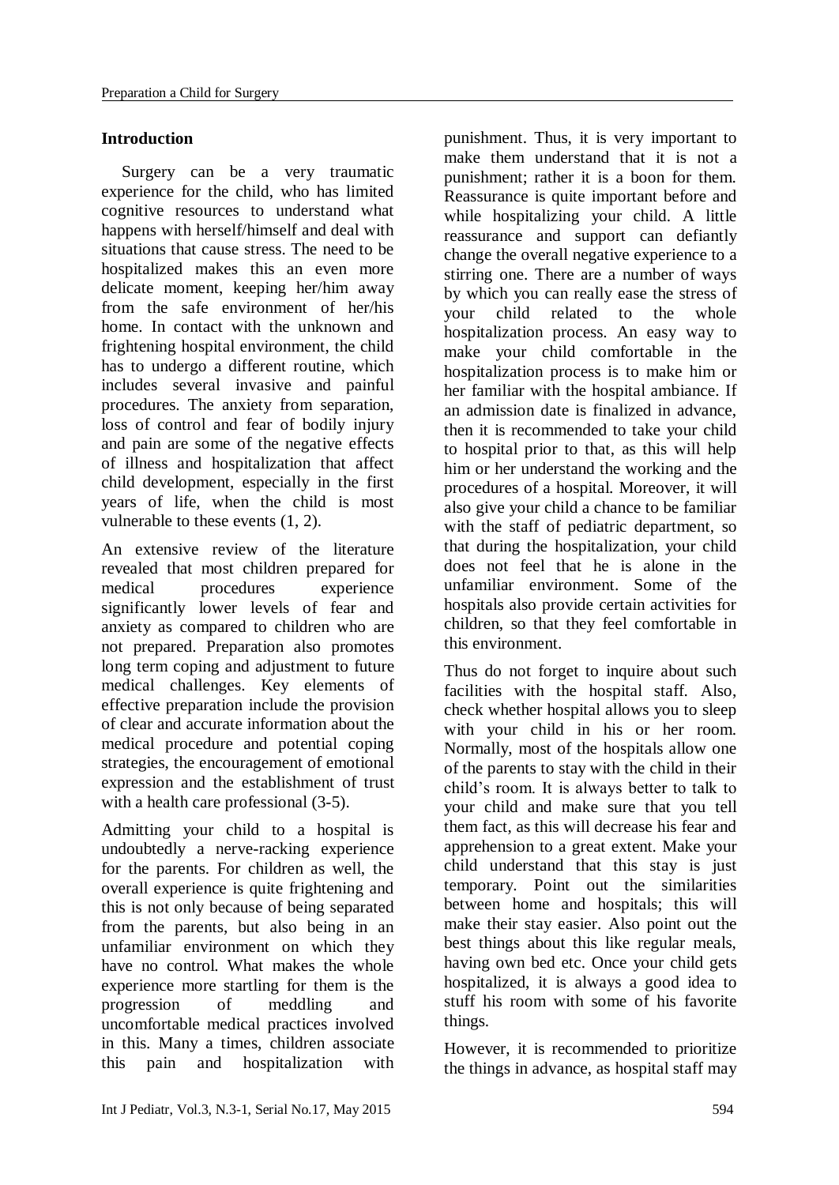## Introduction

Surgery can be a very traumatic experience for the child, who has limited cognitive resources to understand what happens with herself/himself and deal with situations that cause stress. The need to be hospitalized makes this an even more delicate moment, keeping her/him away from the safe environment of her/his home. In contact with the unknown and frightening hospital environment, the child has to undergo a different routine, which includes several invasive and painful procedures. The anxiety from separation, loss of control and fear of bodily injury and pain are some of the negative effects of illness and hospitalization that affect child development, especially in the first years of life, when the child is most vulnerable to these events (1, 2).

An extensive review of the literature revealed that most children prepared for medical procedures experience significantly lower levels of fear and anxiety as compared to children who are not prepared. Preparation also promotes long term coping and adjustment to future medical challenges. Key elements of effective preparation include the provision of clear and accurate information about the medical procedure and potential coping strategies, the encouragement of emotional expression and the establishment of trust with a health care professional (3-5).

Admitting your child to a hospital is undoubtedly a nerve-racking experience for the parents. For children as well, the overall experience is quite frightening and this is not only because of being separated from the parents, but also being in an unfamiliar environment on which they have no control. What makes the whole experience more startling for them is the progression of meddling and uncomfortable medical practices involved in this. Many a times, children associate this pain and hospitalization with punishment. Thus, it is very important to make them understand that it is not a punishment; rather it is a boon for them. Reassurance is quite important before and while hospitalizing your child. A little reassurance and support can defiantly change the overall negative experience to a stirring one. There are a number of ways by which you can really ease the stress of your child related to the whole hospitalization process. An easy way to make your child comfortable in the hospitalization process is to make him or her familiar with the hospital ambiance. If an admission date is finalized in advance, then it is recommended to take your child to hospital prior to that, as this will help him or her understand the working and the procedures of a hospital. Moreover, it will also give your child a chance to be familiar with the staff of pediatric department, so that during the hospitalization, your child does not feel that he is alone in the unfamiliar environment. Some of the hospitals also provide certain activities for children, so that they feel comfortable in this environment.

Thus do not forget to inquire about such facilities with the hospital staff. Also, check whether hospital allows you to sleep with your child in his or her room. Normally, most of the hospitals allow one of the parents to stay with the child in their child's room. It is always better to talk to your child and make sure that you tell them fact, as this will decrease his fear and apprehension to a great extent. Make your child understand that this stay is just temporary. Point out the similarities between home and hospitals; this will make their stay easier. Also point out the best things about this like regular meals, having own bed etc. Once your child gets hospitalized, it is always a good idea to stuff his room with some of his favorite things.

However, it is recommended to prioritize the things in advance, as hospital staff may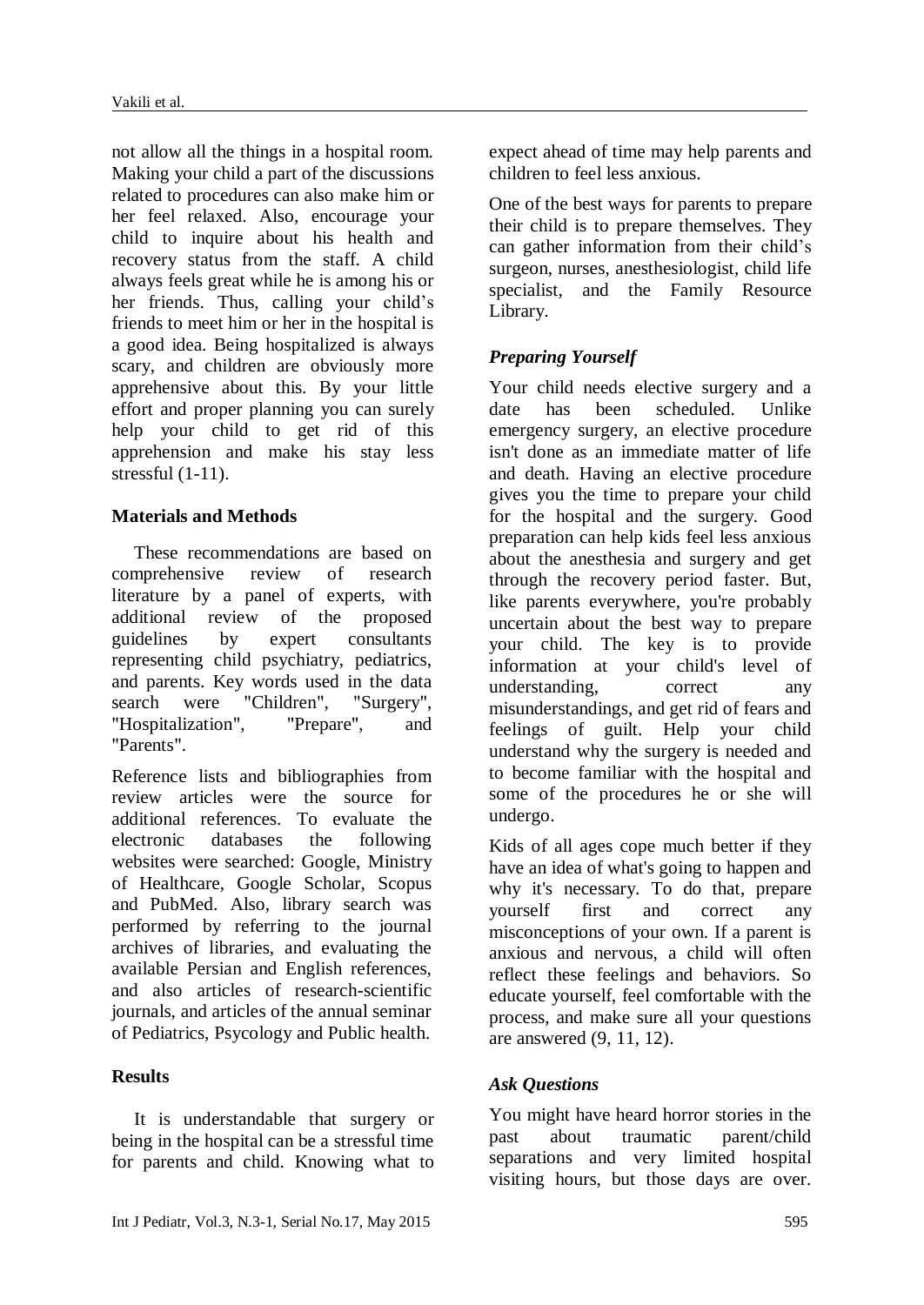not allow all the things in a hospital room. Making your child a part of the discussions related to procedures can also make him or her feel relaxed. Also, encourage your child to inquire about his health and recovery status from the staff. A child always feels great while he is among his or her friends. Thus, calling your child's friends to meet him or her in the hospital is a good idea. Being hospitalized is always scary, and children are obviously more apprehensive about this. By your little effort and proper planning you can surely help your child to get rid of this apprehension and make his stay less stressful (1-11).

## Materials and Methods

These recommendations are based on comprehensive review of research literature by a panel of experts, with additional review of the proposed guidelines by expert consultants representing child psychiatry, pediatrics, and parents. Key words used in the data search were "Children", "Surgery", "Hospitalization", "Prepare", and "Parents".

Reference lists and bibliographies from review articles were the source for additional references. To evaluate the electronic databases the following websites were searched: Google, Ministry of Healthcare, Google Scholar, Scopus and PubMed. Also, library search was performed by referring to the journal archives of libraries, and evaluating the available Persian and English references, and also articles of research-scientific journals, and articles of the annual seminar of Pediatrics, Psycology and Public health.

## Results

It is understandable that surgery or being in the hospital can be a stressful time for parents and child. Knowing what to expect ahead of time may help parents and children to feel less anxious.

One of the best ways for parents to prepare their child is to prepare themselves. They can gather information from their child's surgeon, nurses, anesthesiologist, child life specialist, and the Family Resource Library.

### *Preparing Yourself*

Your child needs elective surgery and a date has been scheduled. Unlike emergency surgery, an elective procedure isn't done as an immediate matter of life and death. Having an elective procedure gives you the time to prepare your child for the hospital and the surgery. Good preparation can help kids feel less anxious about the anesthesia and surgery and get through the recovery period faster. But, like parents everywhere, you're probably uncertain about the best way to prepare your child. The key is to provide information at your child's level of understanding, correct any misunderstandings, and get rid of fears and feelings of guilt. Help your child understand why the surgery is needed and to become familiar with the hospital and some of the procedures he or she will undergo.

Kids of all ages cope much better if they have an idea of what's going to happen and why it's necessary. To do that, prepare yourself first and correct any misconceptions of your own. If a parent is anxious and nervous, a child will often reflect these feelings and behaviors. So educate yourself, feel comfortable with the process, and make sure all your questions are answered (9, 11, 12).

### *Ask Questions*

You might have heard horror stories in the past about traumatic parent/child separations and very limited hospital visiting hours, but those days are over.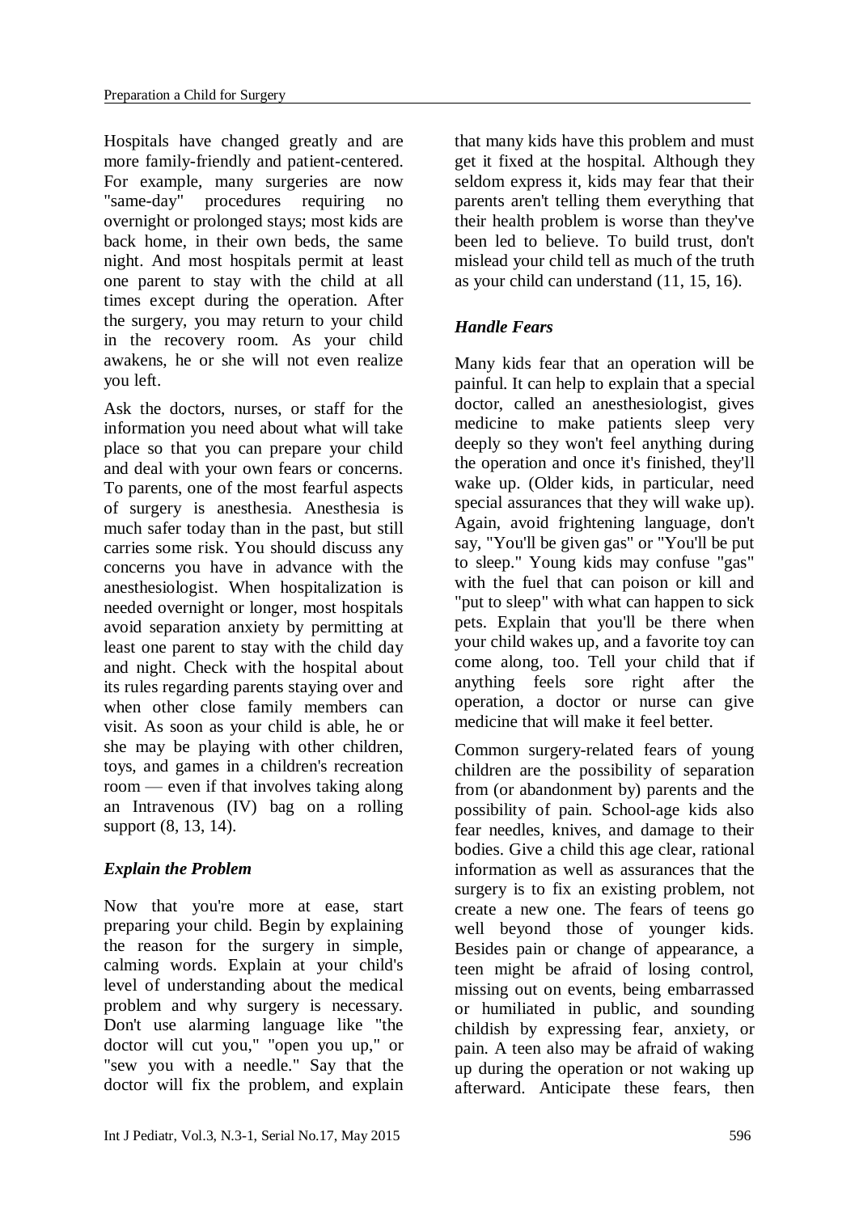Hospitals have changed greatly and are more family-friendly and patient-centered. For example, many surgeries are now "same-day" procedures requiring no overnight or prolonged stays; most kids are back home, in their own beds, the same night. And most hospitals permit at least one parent to stay with the child at all times except during the operation. After the surgery, you may return to your child in the recovery room. As your child awakens, he or she will not even realize you left.

Ask the doctors, nurses, or staff for the information you need about what will take place so that you can prepare your child and deal with your own fears or concerns. To parents, one of the most fearful aspects of surgery is anesthesia. Anesthesia is much safer today than in the past, but still carries some risk. You should discuss any concerns you have in advance with the anesthesiologist. When hospitalization is needed overnight or longer, most hospitals avoid separation anxiety by permitting at least one parent to stay with the child day and night. Check with the hospital about its rules regarding parents staying over and when other close family members can visit. As soon as your child is able, he or she may be playing with other children, toys, and games in a children's recreation room — even if that involves taking along an Intravenous (IV) bag on a rolling support (8, 13, 14).

### *Explain the Problem*

Now that you're more at ease, start preparing your child. Begin by explaining the reason for the surgery in simple, calming words. Explain at your child's level of understanding about the medical problem and why surgery is necessary. Don't use alarming language like "the doctor will cut you," "open you up," or "sew you with a needle." Say that the doctor will fix the problem, and explain that many kids have this problem and must get it fixed at the hospital. Although they seldom express it, kids may fear that their parents aren't telling them everything that their health problem is worse than they've been led to believe. To build trust, don't mislead your child tell as much of the truth as your child can understand (11, 15, 16).

### *Handle Fears*

Many kids fear that an operation will be painful. It can help to explain that a special doctor, called an anesthesiologist, gives medicine to make patients sleep very deeply so they won't feel anything during the operation and once it's finished, they'll wake up. (Older kids, in particular, need special assurances that they will wake up). Again, avoid frightening language, don't say, "You'll be given gas" or "You'll be put to sleep." Young kids may confuse "gas" with the fuel that can poison or kill and "put to sleep" with what can happen to sick pets. Explain that you'll be there when your child wakes up, and a favorite toy can come along, too. Tell your child that if anything feels sore right after the operation, a doctor or nurse can give medicine that will make it feel better.

Common surgery-related fears of young children are the possibility of separation from (or abandonment by) parents and the possibility of pain. School-age kids also fear needles, knives, and damage to their bodies. Give a child this age clear, rational information as well as assurances that the surgery is to fix an existing problem, not create a new one. The fears of teens go well beyond those of younger kids. Besides pain or change of appearance, a teen might be afraid of losing control, missing out on events, being embarrassed or humiliated in public, and sounding childish by expressing fear, anxiety, or pain. A teen also may be afraid of waking up during the operation or not waking up afterward. Anticipate these fears, then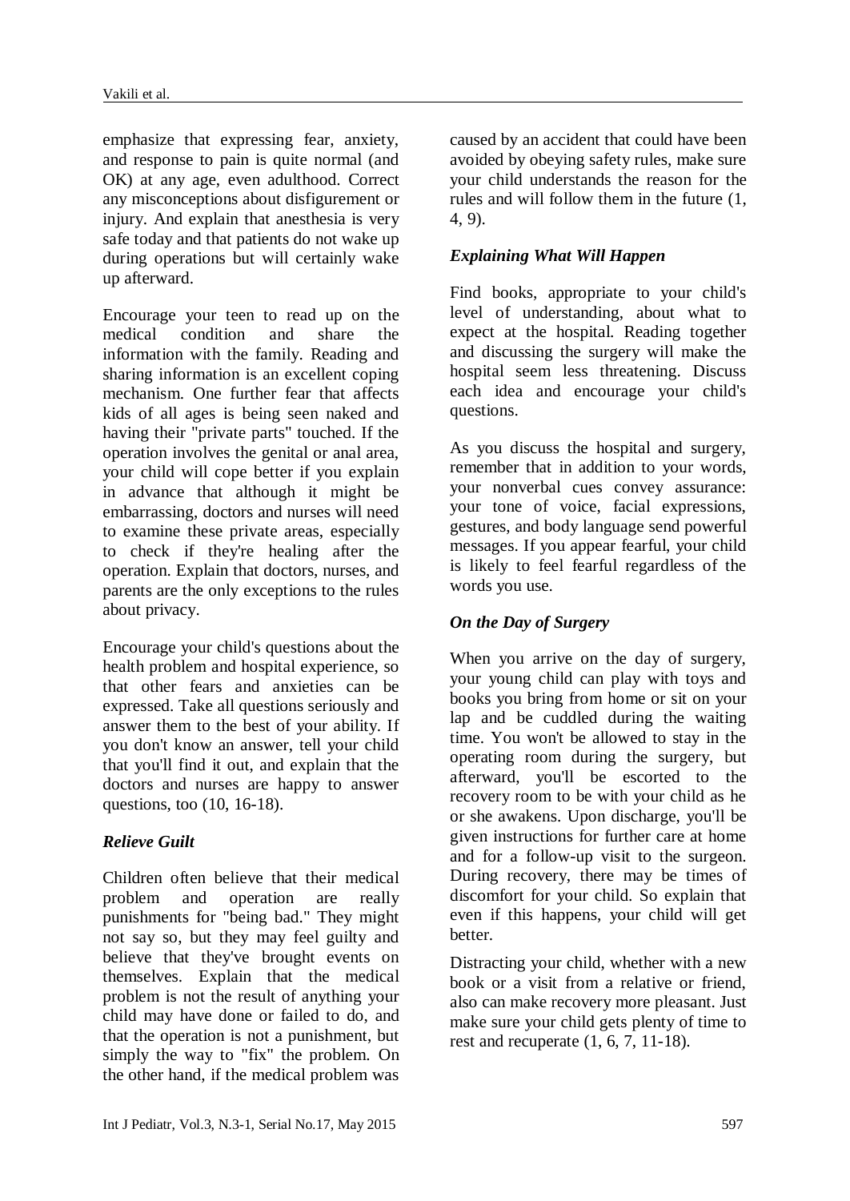emphasize that expressing fear, anxiety, and response to pain is quite normal (and OK) at any age, even adulthood. Correct any misconceptions about disfigurement or injury. And explain that anesthesia is very safe today and that patients do not wake up during operations but will certainly wake up afterward.

Encourage your teen to read up on the medical condition and share the information with the family. Reading and sharing information is an excellent coping mechanism. One further fear that affects kids of all ages is being seen naked and having their "private parts" touched. If the operation involves the genital or anal area, your child will cope better if you explain in advance that although it might be embarrassing, doctors and nurses will need to examine these private areas, especially to check if they're healing after the operation. Explain that doctors, nurses, and parents are the only exceptions to the rules about privacy.

Encourage your child's questions about the health problem and hospital experience, so that other fears and anxieties can be expressed. Take all questions seriously and answer them to the best of your ability. If you don't know an answer, tell your child that you'll find it out, and explain that the doctors and nurses are happy to answer questions, too (10, 16-18).

### *Relieve Guilt*

Children often believe that their medical problem and operation are really punishments for "being bad." They might not say so, but they may feel guilty and believe that they've brought events on themselves. Explain that the medical problem is not the result of anything your child may have done or failed to do, and that the operation is not a punishment, but simply the way to "fix" the problem. On the other hand, if the medical problem was caused by an accident that could have been avoided by obeying safety rules, make sure your child understands the reason for the rules and will follow them in the future (1, 4, 9).

### *Explaining What Will Happen*

Find books, appropriate to your child's level of understanding, about what to expect at the hospital. Reading together and discussing the surgery will make the hospital seem less threatening. Discuss each idea and encourage your child's questions.

As you discuss the hospital and surgery, remember that in addition to your words, your nonverbal cues convey assurance: your tone of voice, facial expressions, gestures, and body language send powerful messages. If you appear fearful, your child is likely to feel fearful regardless of the words you use.

### *On the Day of Surgery*

When you arrive on the day of surgery, your young child can play with toys and books you bring from home or sit on your lap and be cuddled during the waiting time. You won't be allowed to stay in the operating room during the surgery, but afterward, you'll be escorted to the recovery room to be with your child as he or she awakens. Upon discharge, you'll be given instructions for further care at home and for a follow-up visit to the surgeon. During recovery, there may be times of discomfort for your child. So explain that even if this happens, your child will get better.

Distracting your child, whether with a new book or a visit from a relative or friend, also can make recovery more pleasant. Just make sure your child gets plenty of time to rest and recuperate (1, 6, 7, 11-18).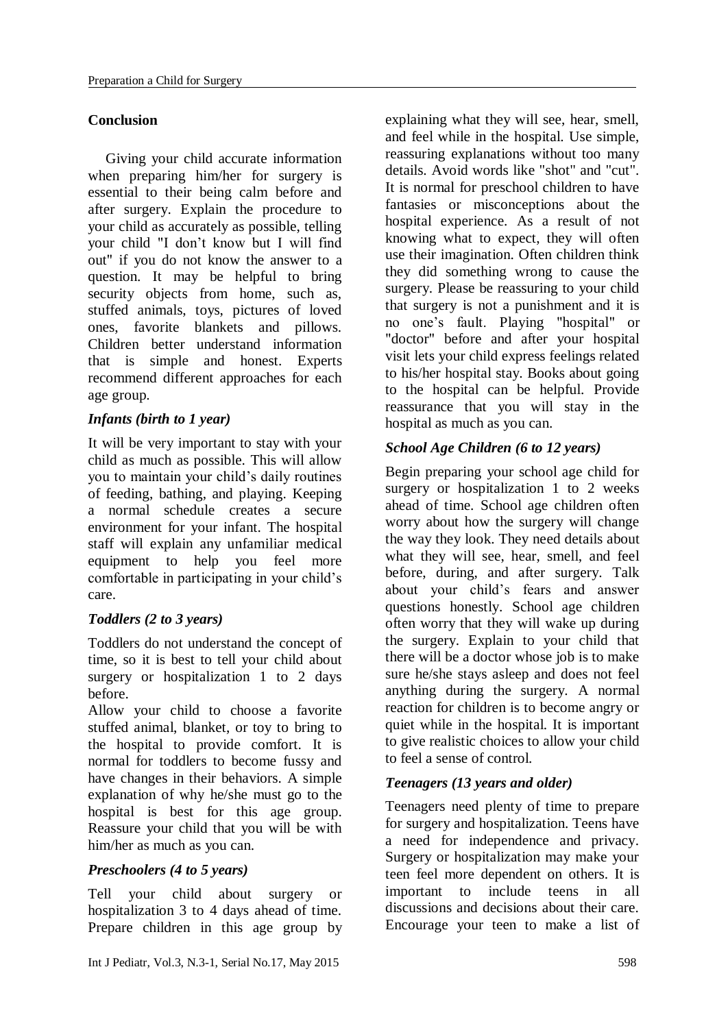## Conclusion

Giving your child accurate information when preparing him/her for surgery is essential to their being calm before and after surgery. Explain the procedure to your child as accurately as possible, telling your child "I don't know but I will find out" if you do not know the answer to a question. It may be helpful to bring security objects from home, such as, stuffed animals, toys, pictures of loved ones, favorite blankets and pillows. Children better understand information that is simple and honest. Experts recommend different approaches for each age group.

### *Infants (birth to 1 year)*

It will be very important to stay with your child as much as possible. This will allow you to maintain your child's daily routines of feeding, bathing, and playing. Keeping a normal schedule creates a secure environment for your infant. The hospital staff will explain any unfamiliar medical equipment to help you feel more comfortable in participating in your child's care.

### *Toddlers (2 to 3 years)*

Toddlers do not understand the concept of time, so it is best to tell your child about surgery or hospitalization 1 to 2 days before.

Allow your child to choose a favorite stuffed animal, blanket, or toy to bring to the hospital to provide comfort. It is normal for toddlers to become fussy and have changes in their behaviors. A simple explanation of why he/she must go to the hospital is best for this age group. Reassure your child that you will be with him/her as much as you can.

### *Preschoolers (4 to 5 years)*

Tell your child about surgery or hospitalization 3 to 4 days ahead of time. Prepare children in this age group by explaining what they will see, hear, smell, and feel while in the hospital. Use simple, reassuring explanations without too many details. Avoid words like "shot" and "cut". It is normal for preschool children to have fantasies or misconceptions about the hospital experience. As a result of not knowing what to expect, they will often use their imagination. Often children think they did something wrong to cause the surgery. Please be reassuring to your child that surgery is not a punishment and it is no one's fault. Playing "hospital" or "doctor" before and after your hospital visit lets your child express feelings related to his/her hospital stay. Books about going to the hospital can be helpful. Provide reassurance that you will stay in the hospital as much as you can.

### *School Age Children (6 to 12 years)*

Begin preparing your school age child for surgery or hospitalization 1 to 2 weeks ahead of time. School age children often worry about how the surgery will change the way they look. They need details about what they will see, hear, smell, and feel before, during, and after surgery. Talk about your child's fears and answer questions honestly. School age children often worry that they will wake up during the surgery. Explain to your child that there will be a doctor whose job is to make sure he/she stays asleep and does not feel anything during the surgery. A normal reaction for children is to become angry or quiet while in the hospital. It is important to give realistic choices to allow your child to feel a sense of control.

### *Teenagers (13 years and older)*

Teenagers need plenty of time to prepare for surgery and hospitalization. Teens have a need for independence and privacy. Surgery or hospitalization may make your teen feel more dependent on others. It is important to include teens in all discussions and decisions about their care. Encourage your teen to make a list of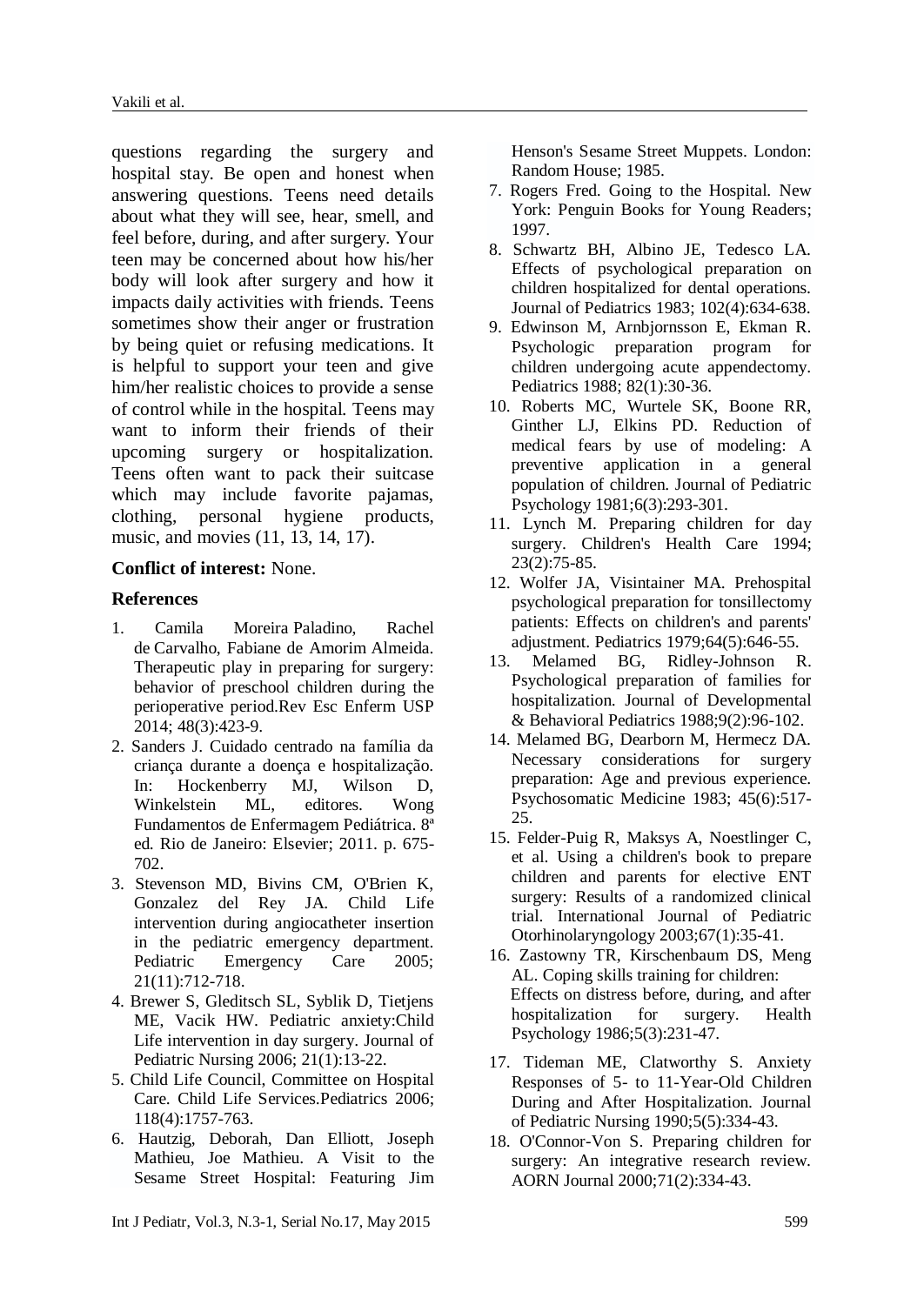questions regarding the surgery and hospital stay. Be open and honest when answering questions. Teens need details about what they will see, hear, smell, and feel before, during, and after surgery. Your teen may be concerned about how his/her body will look after surgery and how it impacts daily activities with friends. Teens sometimes show their anger or frustration by being quiet or refusing medications. It is helpful to support your teen and give him/her realistic choices to provide a sense of control while in the hospital. Teens may want to inform their friends of their upcoming surgery or hospitalization. Teens often want to pack their suitcase which may include favorite pajamas, clothing, personal hygiene products, music, and movies (11, 13, 14, 17).

**Conflict of interest:** None.

## References

1. Camila Moreira Paladino, Rachel de Carvalho, Fabiane de Amorim Almeida. Therapeutic play in preparing for surgery: behavior of preschool children during the perioperative period.Rev Esc Enferm USP 2014; 48(3):423-9.
2. Sanders J. Cuidado centrado na família da criança durante a doença e hospitalização. In: Hockenberry MJ, Wilson D, Winkelstein ML, editores. Wong Fundamentos de Enfermagem Pediátrica. 8ª ed. Rio de Janeiro: Elsevier; 2011. p. 675-702.
3. Stevenson MD, Bivins CM, O'Brien K, Gonzalez del Rey JA. Child Life intervention during angiocatheter insertion in the pediatric emergency department. Pediatric Emergency Care 2005; 21(11):712-718.
4. Brewer S, Gleditsch SL, Syblik D, Tietjens ME, Vacik HW. Pediatric anxiety:Child Life intervention in day surgery. Journal of Pediatric Nursing 2006; 21(1):13-22.
5. Child Life Council, Committee on Hospital Care. Child Life Services.Pediatrics 2006; 118(4):1757-763.
6. Hautzig, Deborah, Dan Elliott, Joseph Mathieu, Joe Mathieu. A Visit to the Sesame Street Hospital: Featuring Jim Henson's Sesame Street Muppets. London: Random House; 1985.
7. Rogers Fred. Going to the Hospital. New York: Penguin Books for Young Readers; 1997.
8. Schwartz BH, Albino JE, Tedesco LA. Effects of psychological preparation on children hospitalized for dental operations. Journal of Pediatrics 1983; 102(4):634-638.
9. Edwinson M, Arnbjornsson E, Ekman R. Psychologic preparation program for children undergoing acute appendectomy. Pediatrics 1988; 82(1):30-36.
10. Roberts MC, Wurtele SK, Boone RR, Ginther LJ, Elkins PD. Reduction of medical fears by use of modeling: A preventive application in a general population of children. Journal of Pediatric Psychology 1981;6(3):293-301.
11. Lynch M. Preparing children for day surgery. Children's Health Care 1994; 23(2):75-85.
12. Wolfer JA, Visintainer MA. Prehospital psychological preparation for tonsillectomy patients: Effects on children's and parents' adjustment. Pediatrics 1979;64(5):646-55.
13. Melamed BG, Ridley-Johnson R. Psychological preparation of families for hospitalization. Journal of Developmental & Behavioral Pediatrics 1988;9(2):96-102.
14. Melamed BG, Dearborn M, Hermecz DA. Necessary considerations for surgery preparation: Age and previous experience. Psychosomatic Medicine 1983; 45(6):517-25.
15. Felder-Puig R, Maksys A, Noestlinger C, et al. Using a children's book to prepare children and parents for elective ENT surgery: Results of a randomized clinical trial. International Journal of Pediatric Otorhinolaryngology 2003;67(1):35-41.
16. Zastowny TR, Kirschenbaum DS, Meng AL. Coping skills training for children: Effects on distress before, during, and after hospitalization for surgery. Health Psychology 1986;5(3):231-47.
17. Tideman ME, Clatworthy S. Anxiety Responses of 5- to 11-Year-Old Children During and After Hospitalization. Journal of Pediatric Nursing 1990;5(5):334-43.
18. O'Connor-Von S. Preparing children for surgery: An integrative research review. AORN Journal 2000;71(2):334-43.